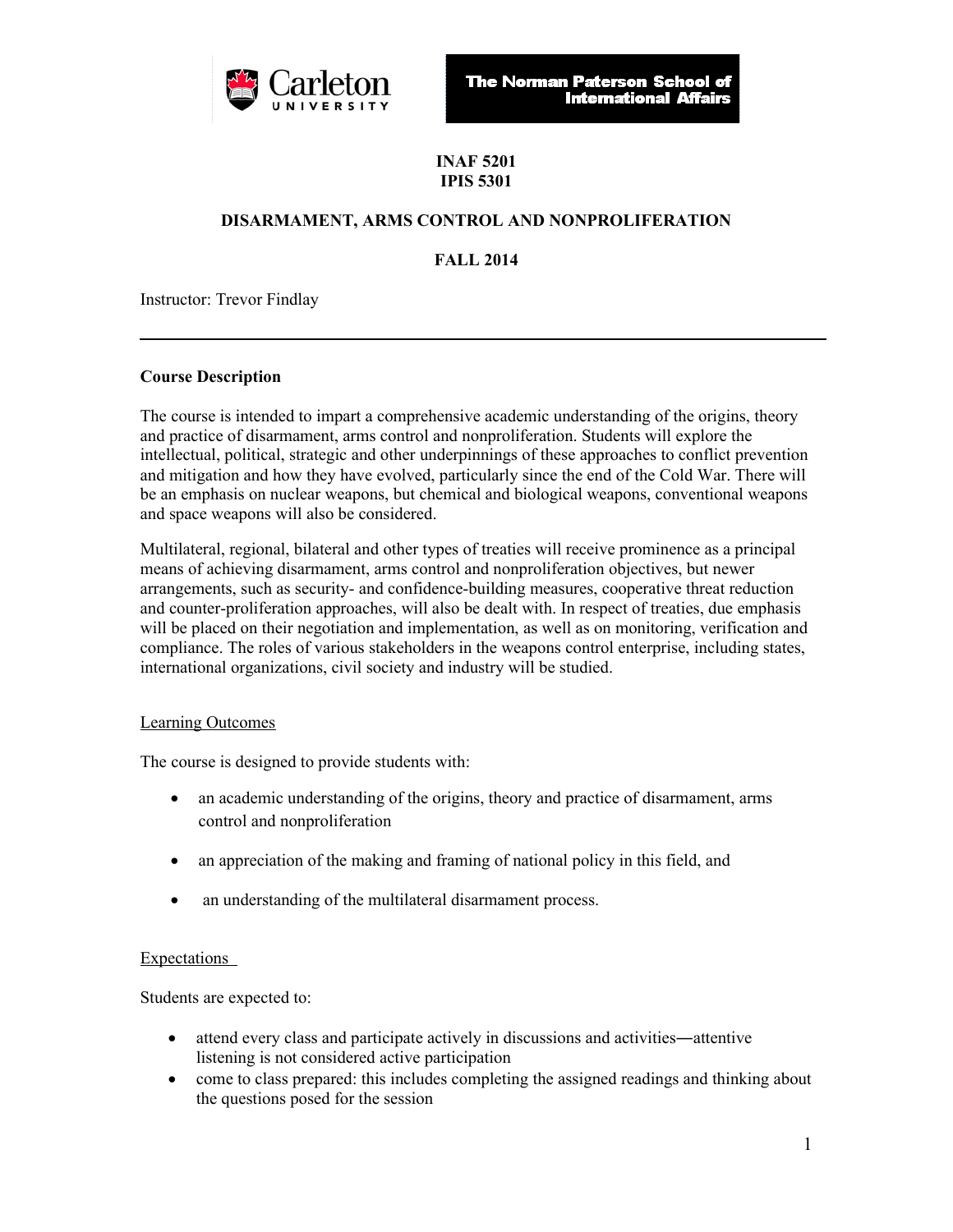Carleton UNIVERSITY

The Norman Paterson School of International Affairs

**INAF 5201**
**IPIS 5301**

# DISARMAMENT, ARMS CONTROL AND NONPROLIFERATION

**FALL 2014**

Instructor: Trevor Findlay

---

## Course Description

The course is intended to impart a comprehensive academic understanding of the origins, theory and practice of disarmament, arms control and nonproliferation. Students will explore the intellectual, political, strategic and other underpinnings of these approaches to conflict prevention and mitigation and how they have evolved, particularly since the end of the Cold War. There will be an emphasis on nuclear weapons, but chemical and biological weapons, conventional weapons and space weapons will also be considered.

Multilateral, regional, bilateral and other types of treaties will receive prominence as a principal means of achieving disarmament, arms control and nonproliferation objectives, but newer arrangements, such as security- and confidence-building measures, cooperative threat reduction and counter-proliferation approaches, will also be dealt with. In respect of treaties, due emphasis will be placed on their negotiation and implementation, as well as on monitoring, verification and compliance. The roles of various stakeholders in the weapons control enterprise, including states, international organizations, civil society and industry will be studied.

### Learning Outcomes

The course is designed to provide students with:

- an academic understanding of the origins, theory and practice of disarmament, arms control and nonproliferation
- an appreciation of the making and framing of national policy in this field, and
- an understanding of the multilateral disarmament process.

### Expectations

Students are expected to:

- attend every class and participate actively in discussions and activities—attentive listening is not considered active participation
- come to class prepared: this includes completing the assigned readings and thinking about the questions posed for the session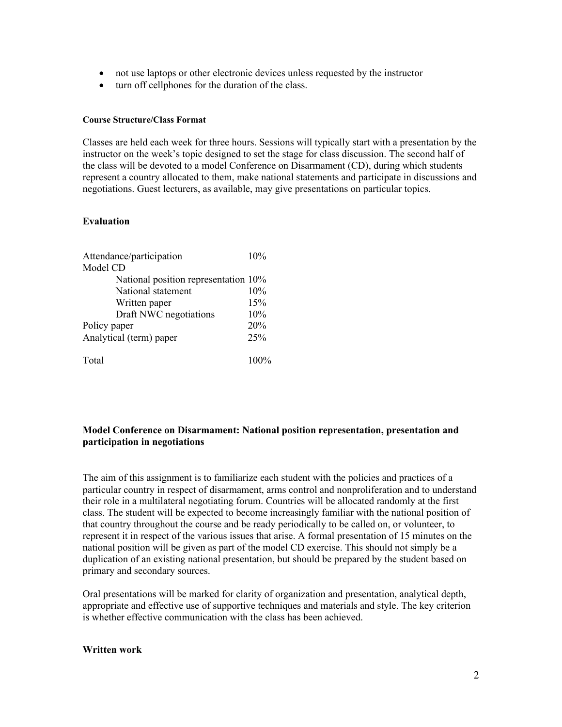- not use laptops or other electronic devices unless requested by the instructor
- turn off cellphones for the duration of the class.

#### Course Structure/Class Format

Classes are held each week for three hours. Sessions will typically start with a presentation by the instructor on the week's topic designed to set the stage for class discussion. The second half of the class will be devoted to a model Conference on Disarmament (CD), during which students represent a country allocated to them, make national statements and participate in discussions and negotiations. Guest lecturers, as available, may give presentations on particular topics.

### Evaluation

| | |
|---|---|
| Attendance/participation | 10% |
| Model CD | |
| National position representation | 10% |
| National statement | 10% |
| Written paper | 15% |
| Draft NWC negotiations | 10% |
| Policy paper | 20% |
| Analytical (term) paper | 25% |
| Total | 100% |

### Model Conference on Disarmament: National position representation, presentation and participation in negotiations

The aim of this assignment is to familiarize each student with the policies and practices of a particular country in respect of disarmament, arms control and nonproliferation and to understand their role in a multilateral negotiating forum. Countries will be allocated randomly at the first class. The student will be expected to become increasingly familiar with the national position of that country throughout the course and be ready periodically to be called on, or volunteer, to represent it in respect of the various issues that arise. A formal presentation of 15 minutes on the national position will be given as part of the model CD exercise. This should not simply be a duplication of an existing national presentation, but should be prepared by the student based on primary and secondary sources.

Oral presentations will be marked for clarity of organization and presentation, analytical depth, appropriate and effective use of supportive techniques and materials and style. The key criterion is whether effective communication with the class has been achieved.

### Written work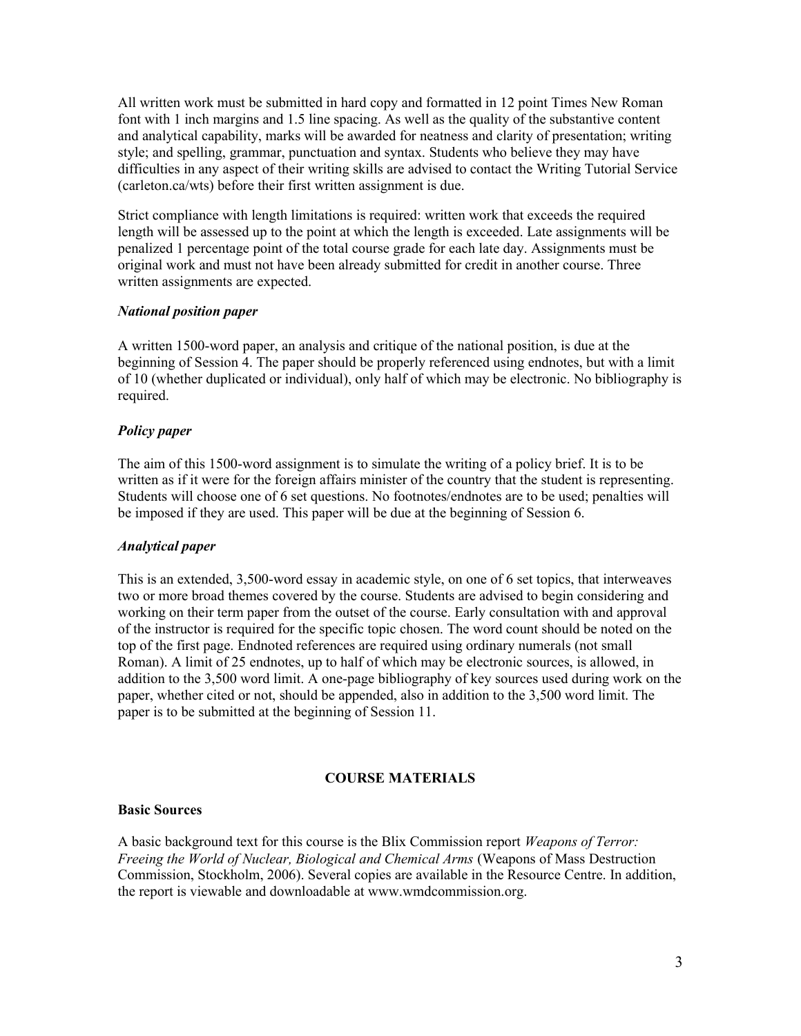All written work must be submitted in hard copy and formatted in 12 point Times New Roman font with 1 inch margins and 1.5 line spacing. As well as the quality of the substantive content and analytical capability, marks will be awarded for neatness and clarity of presentation; writing style; and spelling, grammar, punctuation and syntax. Students who believe they may have difficulties in any aspect of their writing skills are advised to contact the Writing Tutorial Service (carleton.ca/wts) before their first written assignment is due.

Strict compliance with length limitations is required: written work that exceeds the required length will be assessed up to the point at which the length is exceeded. Late assignments will be penalized 1 percentage point of the total course grade for each late day. Assignments must be original work and must not have been already submitted for credit in another course. Three written assignments are expected.

***National position paper***

A written 1500-word paper, an analysis and critique of the national position, is due at the beginning of Session 4. The paper should be properly referenced using endnotes, but with a limit of 10 (whether duplicated or individual), only half of which may be electronic. No bibliography is required.

***Policy paper***

The aim of this 1500-word assignment is to simulate the writing of a policy brief. It is to be written as if it were for the foreign affairs minister of the country that the student is representing. Students will choose one of 6 set questions. No footnotes/endnotes are to be used; penalties will be imposed if they are used. This paper will be due at the beginning of Session 6.

***Analytical paper***

This is an extended, 3,500-word essay in academic style, on one of 6 set topics, that interweaves two or more broad themes covered by the course. Students are advised to begin considering and working on their term paper from the outset of the course. Early consultation with and approval of the instructor is required for the specific topic chosen. The word count should be noted on the top of the first page. Endnoted references are required using ordinary numerals (not small Roman). A limit of 25 endnotes, up to half of which may be electronic sources, is allowed, in addition to the 3,500 word limit. A one-page bibliography of key sources used during work on the paper, whether cited or not, should be appended, also in addition to the 3,500 word limit. The paper is to be submitted at the beginning of Session 11.

## COURSE MATERIALS

**Basic Sources**

A basic background text for this course is the Blix Commission report *Weapons of Terror: Freeing the World of Nuclear, Biological and Chemical Arms* (Weapons of Mass Destruction Commission, Stockholm, 2006). Several copies are available in the Resource Centre. In addition, the report is viewable and downloadable at www.wmdcommission.org.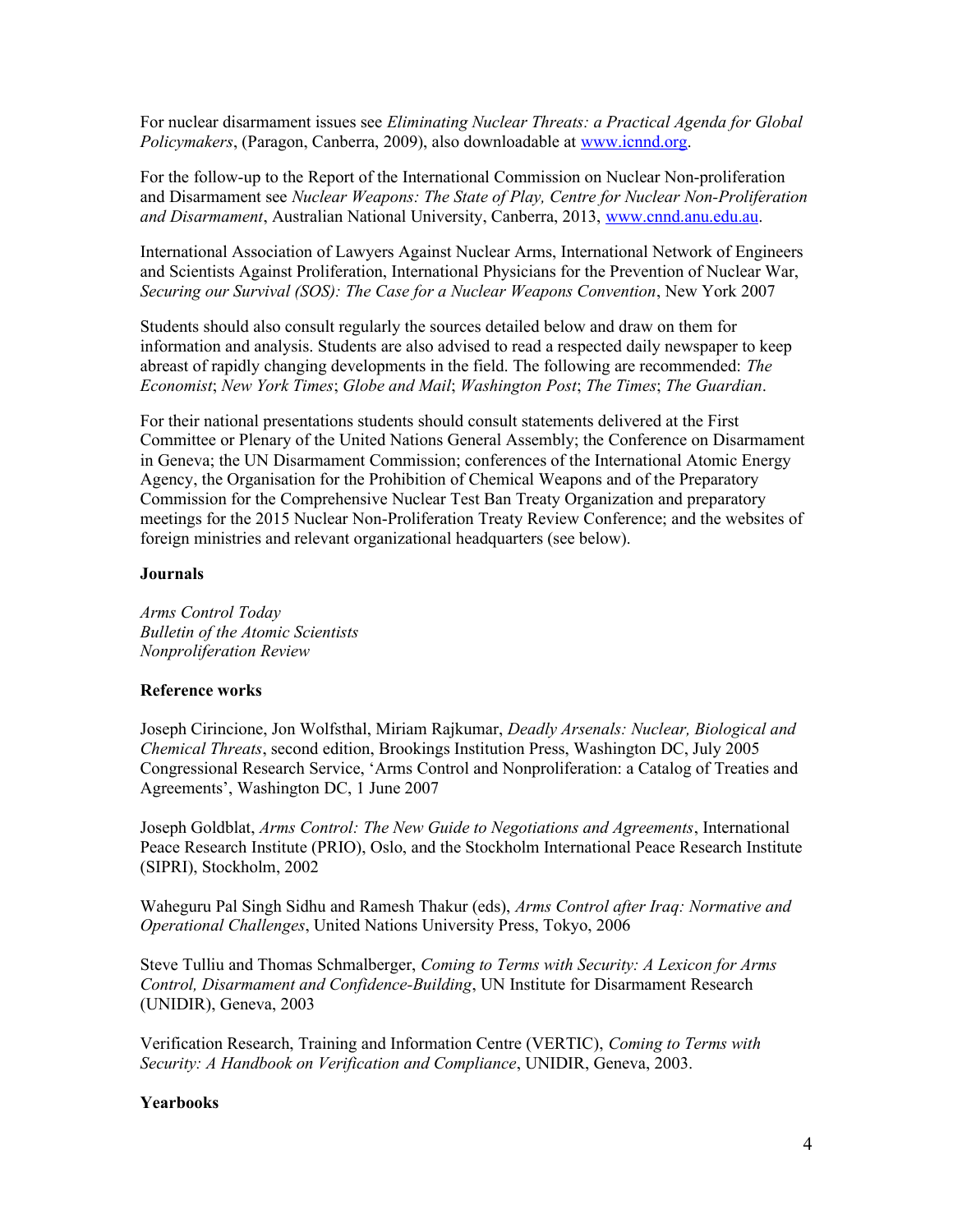For nuclear disarmament issues see *Eliminating Nuclear Threats: a Practical Agenda for Global Policymakers*, (Paragon, Canberra, 2009), also downloadable at www.icnnd.org.

For the follow-up to the Report of the International Commission on Nuclear Non-proliferation and Disarmament see *Nuclear Weapons: The State of Play, Centre for Nuclear Non-Proliferation and Disarmament*, Australian National University, Canberra, 2013, www.cnnd.anu.edu.au.

International Association of Lawyers Against Nuclear Arms, International Network of Engineers and Scientists Against Proliferation, International Physicians for the Prevention of Nuclear War, *Securing our Survival (SOS): The Case for a Nuclear Weapons Convention*, New York 2007

Students should also consult regularly the sources detailed below and draw on them for information and analysis. Students are also advised to read a respected daily newspaper to keep abreast of rapidly changing developments in the field. The following are recommended: *The Economist*; *New York Times*; *Globe and Mail*; *Washington Post*; *The Times*; *The Guardian*.

For their national presentations students should consult statements delivered at the First Committee or Plenary of the United Nations General Assembly; the Conference on Disarmament in Geneva; the UN Disarmament Commission; conferences of the International Atomic Energy Agency, the Organisation for the Prohibition of Chemical Weapons and of the Preparatory Commission for the Comprehensive Nuclear Test Ban Treaty Organization and preparatory meetings for the 2015 Nuclear Non-Proliferation Treaty Review Conference; and the websites of foreign ministries and relevant organizational headquarters (see below).

**Journals**

*Arms Control Today*
*Bulletin of the Atomic Scientists*
*Nonproliferation Review*

**Reference works**

Joseph Cirincione, Jon Wolfsthal, Miriam Rajkumar, *Deadly Arsenals: Nuclear, Biological and Chemical Threats*, second edition, Brookings Institution Press, Washington DC, July 2005
Congressional Research Service, 'Arms Control and Nonproliferation: a Catalog of Treaties and Agreements', Washington DC, 1 June 2007

Joseph Goldblat, *Arms Control: The New Guide to Negotiations and Agreements*, International Peace Research Institute (PRIO), Oslo, and the Stockholm International Peace Research Institute (SIPRI), Stockholm, 2002

Waheguru Pal Singh Sidhu and Ramesh Thakur (eds), *Arms Control after Iraq: Normative and Operational Challenges*, United Nations University Press, Tokyo, 2006

Steve Tulliu and Thomas Schmalberger, *Coming to Terms with Security: A Lexicon for Arms Control, Disarmament and Confidence-Building*, UN Institute for Disarmament Research (UNIDIR), Geneva, 2003

Verification Research, Training and Information Centre (VERTIC), *Coming to Terms with Security: A Handbook on Verification and Compliance*, UNIDIR, Geneva, 2003.

**Yearbooks**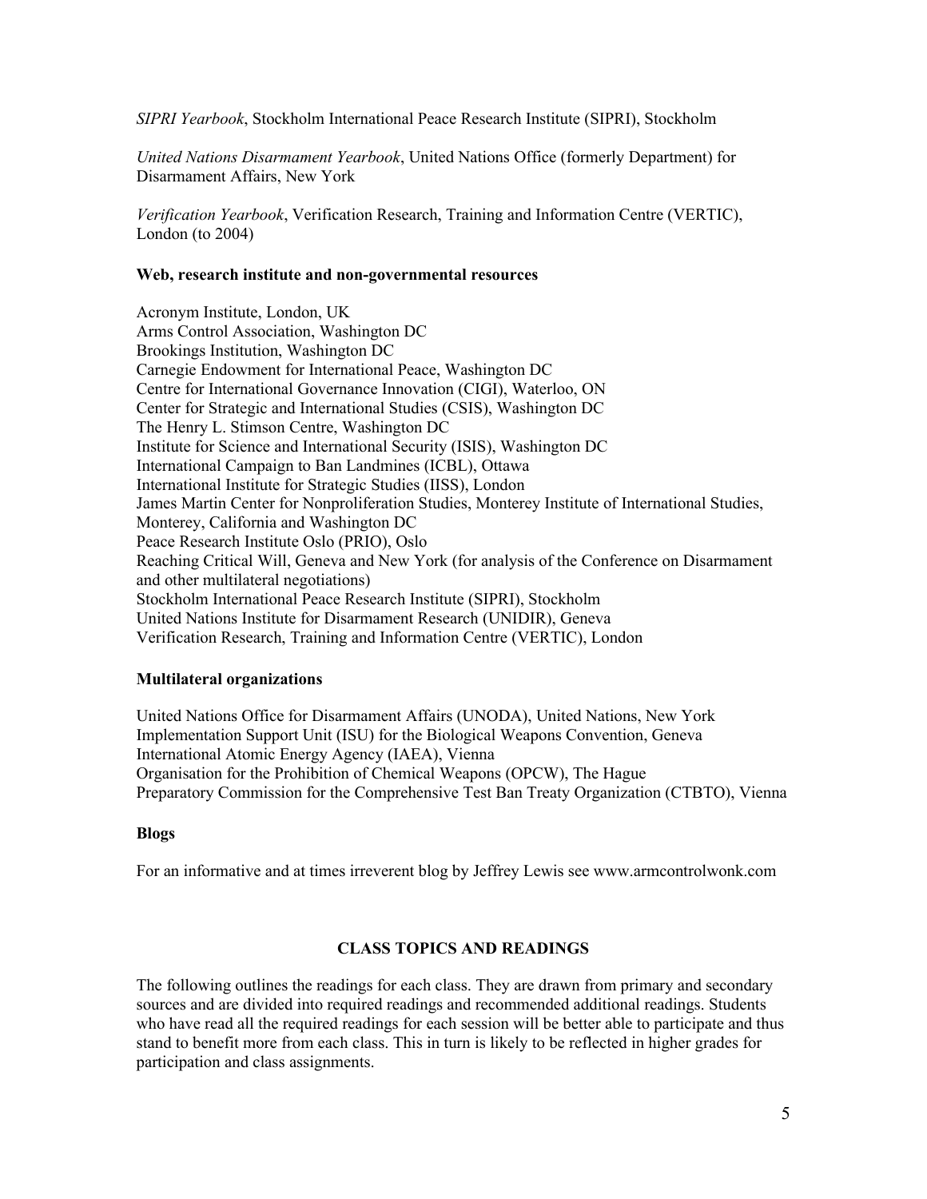*SIPRI Yearbook*, Stockholm International Peace Research Institute (SIPRI), Stockholm

*United Nations Disarmament Yearbook*, United Nations Office (formerly Department) for Disarmament Affairs, New York

*Verification Yearbook*, Verification Research, Training and Information Centre (VERTIC), London (to 2004)

**Web, research institute and non-governmental resources**

Acronym Institute, London, UK
Arms Control Association, Washington DC
Brookings Institution, Washington DC
Carnegie Endowment for International Peace, Washington DC
Centre for International Governance Innovation (CIGI), Waterloo, ON
Center for Strategic and International Studies (CSIS), Washington DC
The Henry L. Stimson Centre, Washington DC
Institute for Science and International Security (ISIS), Washington DC
International Campaign to Ban Landmines (ICBL), Ottawa
International Institute for Strategic Studies (IISS), London
James Martin Center for Nonproliferation Studies, Monterey Institute of International Studies, Monterey, California and Washington DC
Peace Research Institute Oslo (PRIO), Oslo
Reaching Critical Will, Geneva and New York (for analysis of the Conference on Disarmament and other multilateral negotiations)
Stockholm International Peace Research Institute (SIPRI), Stockholm
United Nations Institute for Disarmament Research (UNIDIR), Geneva
Verification Research, Training and Information Centre (VERTIC), London

**Multilateral organizations**

United Nations Office for Disarmament Affairs (UNODA), United Nations, New York
Implementation Support Unit (ISU) for the Biological Weapons Convention, Geneva
International Atomic Energy Agency (IAEA), Vienna
Organisation for the Prohibition of Chemical Weapons (OPCW), The Hague
Preparatory Commission for the Comprehensive Test Ban Treaty Organization (CTBTO), Vienna

**Blogs**

For an informative and at times irreverent blog by Jeffrey Lewis see www.armcontrolwonk.com

## CLASS TOPICS AND READINGS

The following outlines the readings for each class. They are drawn from primary and secondary sources and are divided into required readings and recommended additional readings. Students who have read all the required readings for each session will be better able to participate and thus stand to benefit more from each class. This in turn is likely to be reflected in higher grades for participation and class assignments.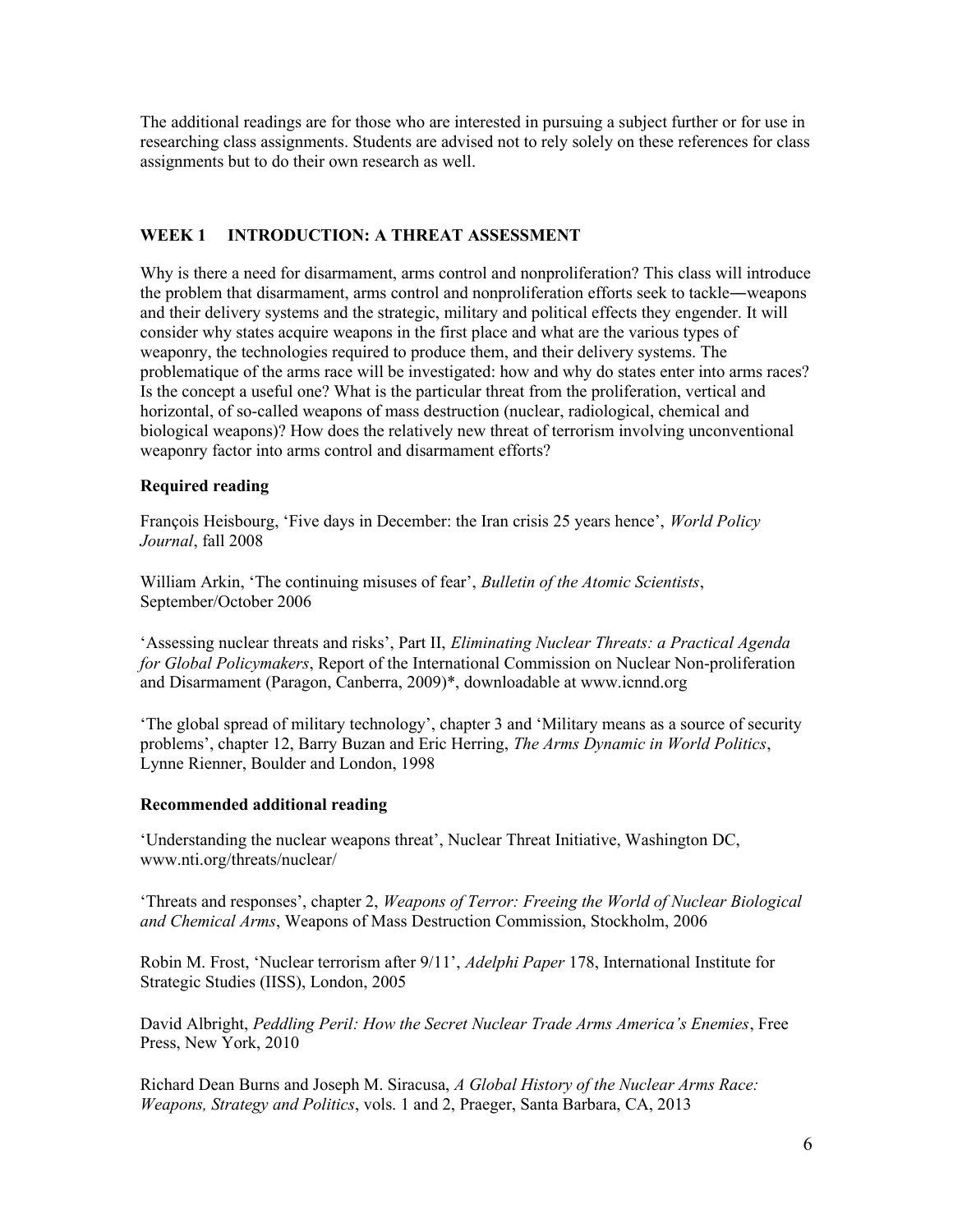The additional readings are for those who are interested in pursuing a subject further or for use in researching class assignments. Students are advised not to rely solely on these references for class assignments but to do their own research as well.

## WEEK 1 INTRODUCTION: A THREAT ASSESSMENT

Why is there a need for disarmament, arms control and nonproliferation? This class will introduce the problem that disarmament, arms control and nonproliferation efforts seek to tackle―weapons and their delivery systems and the strategic, military and political effects they engender. It will consider why states acquire weapons in the first place and what are the various types of weaponry, the technologies required to produce them, and their delivery systems. The problematique of the arms race will be investigated: how and why do states enter into arms races? Is the concept a useful one? What is the particular threat from the proliferation, vertical and horizontal, of so-called weapons of mass destruction (nuclear, radiological, chemical and biological weapons)? How does the relatively new threat of terrorism involving unconventional weaponry factor into arms control and disarmament efforts?

### Required reading

François Heisbourg, 'Five days in December: the Iran crisis 25 years hence', *World Policy Journal*, fall 2008

William Arkin, 'The continuing misuses of fear', *Bulletin of the Atomic Scientists*, September/October 2006

'Assessing nuclear threats and risks', Part II, *Eliminating Nuclear Threats: a Practical Agenda for Global Policymakers*, Report of the International Commission on Nuclear Non-proliferation and Disarmament (Paragon, Canberra, 2009)*, downloadable at www.icnnd.org

'The global spread of military technology', chapter 3 and 'Military means as a source of security problems', chapter 12, Barry Buzan and Eric Herring, *The Arms Dynamic in World Politics*, Lynne Rienner, Boulder and London, 1998

### Recommended additional reading

'Understanding the nuclear weapons threat', Nuclear Threat Initiative, Washington DC, www.nti.org/threats/nuclear/

'Threats and responses', chapter 2, *Weapons of Terror: Freeing the World of Nuclear Biological and Chemical Arms*, Weapons of Mass Destruction Commission, Stockholm, 2006

Robin M. Frost, 'Nuclear terrorism after 9/11', *Adelphi Paper* 178, International Institute for Strategic Studies (IISS), London, 2005

David Albright, *Peddling Peril: How the Secret Nuclear Trade Arms America's Enemies*, Free Press, New York, 2010

Richard Dean Burns and Joseph M. Siracusa, *A Global History of the Nuclear Arms Race: Weapons, Strategy and Politics*, vols. 1 and 2, Praeger, Santa Barbara, CA, 2013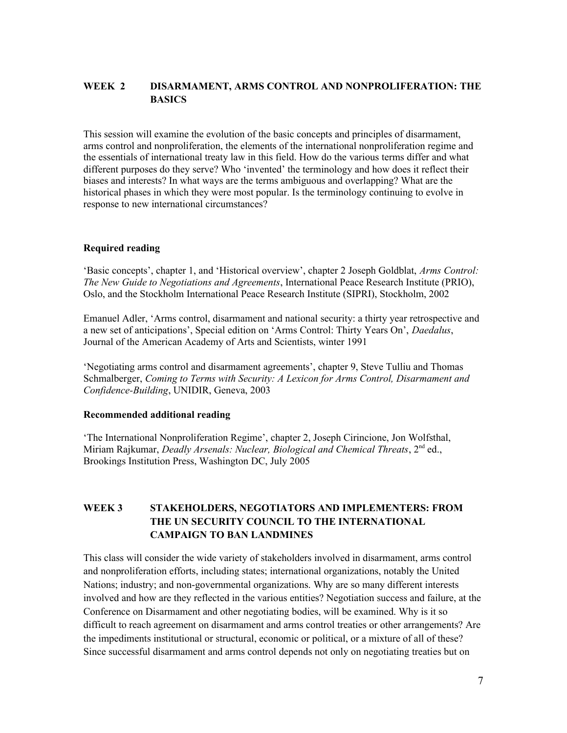## WEEK 2 DISARMAMENT, ARMS CONTROL AND NONPROLIFERATION: THE BASICS

This session will examine the evolution of the basic concepts and principles of disarmament, arms control and nonproliferation, the elements of the international nonproliferation regime and the essentials of international treaty law in this field. How do the various terms differ and what different purposes do they serve? Who 'invented' the terminology and how does it reflect their biases and interests? In what ways are the terms ambiguous and overlapping? What are the historical phases in which they were most popular. Is the terminology continuing to evolve in response to new international circumstances?

### Required reading

'Basic concepts', chapter 1, and 'Historical overview', chapter 2 Joseph Goldblat, *Arms Control: The New Guide to Negotiations and Agreements*, International Peace Research Institute (PRIO), Oslo, and the Stockholm International Peace Research Institute (SIPRI), Stockholm, 2002

Emanuel Adler, 'Arms control, disarmament and national security: a thirty year retrospective and a new set of anticipations', Special edition on 'Arms Control: Thirty Years On', *Daedalus*, Journal of the American Academy of Arts and Scientists, winter 1991

'Negotiating arms control and disarmament agreements', chapter 9, Steve Tulliu and Thomas Schmalberger, *Coming to Terms with Security: A Lexicon for Arms Control, Disarmament and Confidence-Building*, UNIDIR, Geneva, 2003

### Recommended additional reading

'The International Nonproliferation Regime', chapter 2, Joseph Cirincione, Jon Wolfsthal, Miriam Rajkumar, *Deadly Arsenals: Nuclear, Biological and Chemical Threats*, 2nd ed., Brookings Institution Press, Washington DC, July 2005

## WEEK 3 STAKEHOLDERS, NEGOTIATORS AND IMPLEMENTERS: FROM THE UN SECURITY COUNCIL TO THE INTERNATIONAL CAMPAIGN TO BAN LANDMINES

This class will consider the wide variety of stakeholders involved in disarmament, arms control and nonproliferation efforts, including states; international organizations, notably the United Nations; industry; and non-governmental organizations. Why are so many different interests involved and how are they reflected in the various entities? Negotiation success and failure, at the Conference on Disarmament and other negotiating bodies, will be examined. Why is it so difficult to reach agreement on disarmament and arms control treaties or other arrangements? Are the impediments institutional or structural, economic or political, or a mixture of all of these? Since successful disarmament and arms control depends not only on negotiating treaties but on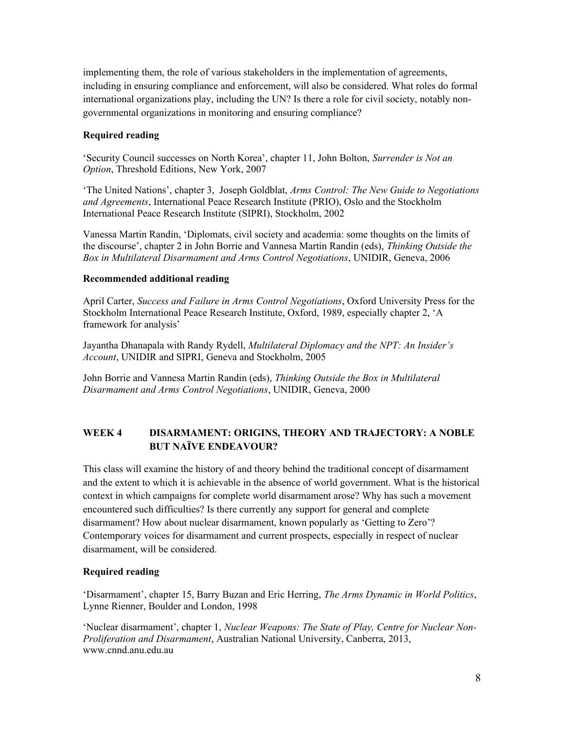implementing them, the role of various stakeholders in the implementation of agreements, including in ensuring compliance and enforcement, will also be considered. What roles do formal international organizations play, including the UN? Is there a role for civil society, notably non-governmental organizations in monitoring and ensuring compliance?

**Required reading**

'Security Council successes on North Korea', chapter 11, John Bolton, *Surrender is Not an Option*, Threshold Editions, New York, 2007

'The United Nations', chapter 3, Joseph Goldblat, *Arms Control: The New Guide to Negotiations and Agreements*, International Peace Research Institute (PRIO), Oslo and the Stockholm International Peace Research Institute (SIPRI), Stockholm, 2002

Vanessa Martin Randin, 'Diplomats, civil society and academia: some thoughts on the limits of the discourse', chapter 2 in John Borrie and Vannesa Martin Randin (eds), *Thinking Outside the Box in Multilateral Disarmament and Arms Control Negotiations*, UNIDIR, Geneva, 2006

**Recommended additional reading**

April Carter, *Success and Failure in Arms Control Negotiations*, Oxford University Press for the Stockholm International Peace Research Institute, Oxford, 1989, especially chapter 2, 'A framework for analysis'

Jayantha Dhanapala with Randy Rydell, *Multilateral Diplomacy and the NPT: An Insider's Account*, UNIDIR and SIPRI, Geneva and Stockholm, 2005

John Borrie and Vannesa Martin Randin (eds), *Thinking Outside the Box in Multilateral Disarmament and Arms Control Negotiations*, UNIDIR, Geneva, 2000

## WEEK 4 DISARMAMENT: ORIGINS, THEORY AND TRAJECTORY: A NOBLE BUT NAÏVE ENDEAVOUR?

This class will examine the history of and theory behind the traditional concept of disarmament and the extent to which it is achievable in the absence of world government. What is the historical context in which campaigns for complete world disarmament arose? Why has such a movement encountered such difficulties? Is there currently any support for general and complete disarmament? How about nuclear disarmament, known popularly as 'Getting to Zero'? Contemporary voices for disarmament and current prospects, especially in respect of nuclear disarmament, will be considered.

**Required reading**

'Disarmament', chapter 15, Barry Buzan and Eric Herring, *The Arms Dynamic in World Politics*, Lynne Rienner, Boulder and London, 1998

'Nuclear disarmament', chapter 1, *Nuclear Weapons: The State of Play, Centre for Nuclear Non-Proliferation and Disarmament*, Australian National University, Canberra, 2013, www.cnnd.anu.edu.au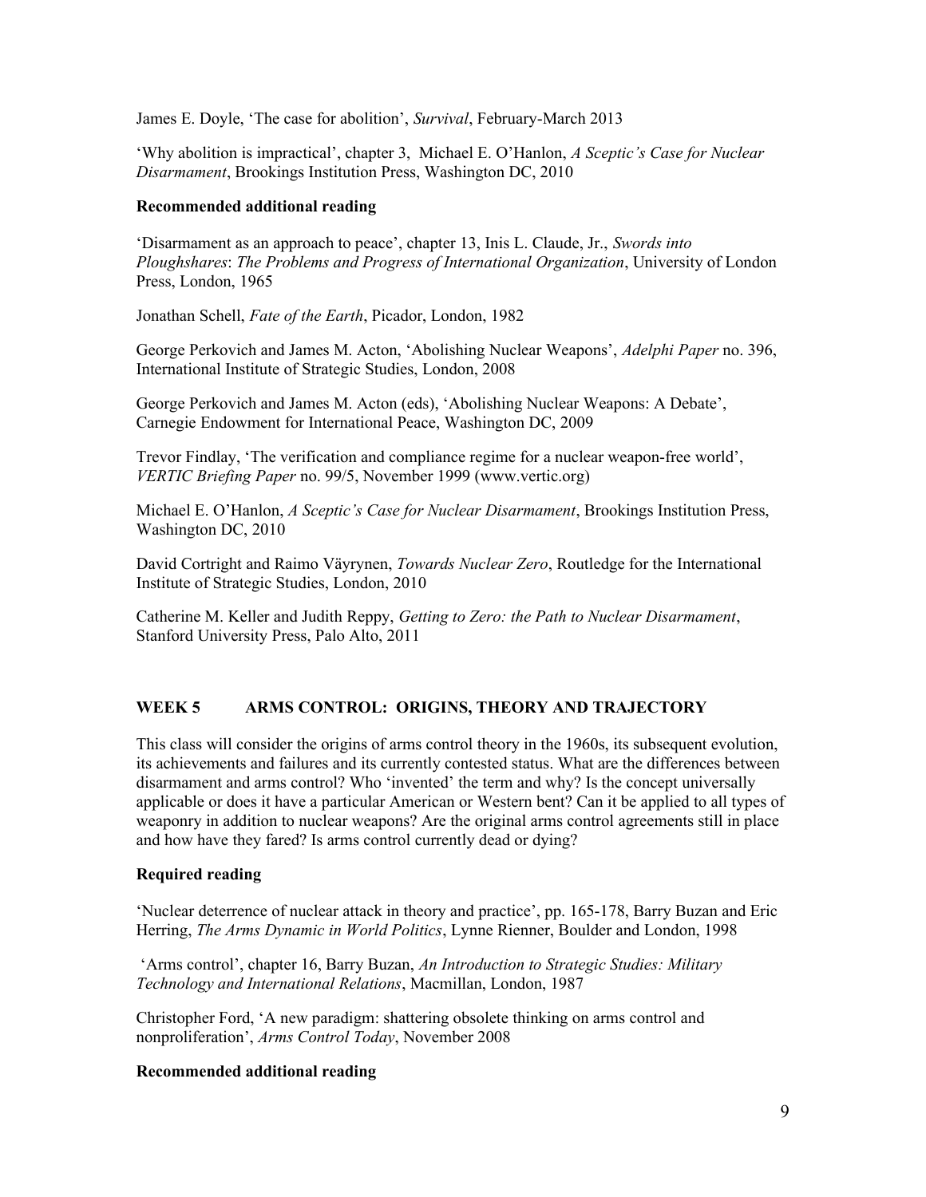James E. Doyle, 'The case for abolition', *Survival*, February-March 2013

'Why abolition is impractical', chapter 3, Michael E. O'Hanlon, *A Sceptic's Case for Nuclear Disarmament*, Brookings Institution Press, Washington DC, 2010

**Recommended additional reading**

'Disarmament as an approach to peace', chapter 13, Inis L. Claude, Jr., *Swords into Ploughshares*: *The Problems and Progress of International Organization*, University of London Press, London, 1965

Jonathan Schell, *Fate of the Earth*, Picador, London, 1982

George Perkovich and James M. Acton, 'Abolishing Nuclear Weapons', *Adelphi Paper* no. 396, International Institute of Strategic Studies, London, 2008

George Perkovich and James M. Acton (eds), 'Abolishing Nuclear Weapons: A Debate', Carnegie Endowment for International Peace, Washington DC, 2009

Trevor Findlay, 'The verification and compliance regime for a nuclear weapon-free world', *VERTIC Briefing Paper* no. 99/5, November 1999 (www.vertic.org)

Michael E. O'Hanlon, *A Sceptic's Case for Nuclear Disarmament*, Brookings Institution Press, Washington DC, 2010

David Cortright and Raimo Väyrynen, *Towards Nuclear Zero*, Routledge for the International Institute of Strategic Studies, London, 2010

Catherine M. Keller and Judith Reppy, *Getting to Zero: the Path to Nuclear Disarmament*, Stanford University Press, Palo Alto, 2011

## WEEK 5 ARMS CONTROL: ORIGINS, THEORY AND TRAJECTORY

This class will consider the origins of arms control theory in the 1960s, its subsequent evolution, its achievements and failures and its currently contested status. What are the differences between disarmament and arms control? Who 'invented' the term and why? Is the concept universally applicable or does it have a particular American or Western bent? Can it be applied to all types of weaponry in addition to nuclear weapons? Are the original arms control agreements still in place and how have they fared? Is arms control currently dead or dying?

**Required reading**

'Nuclear deterrence of nuclear attack in theory and practice', pp. 165-178, Barry Buzan and Eric Herring, *The Arms Dynamic in World Politics*, Lynne Rienner, Boulder and London, 1998

'Arms control', chapter 16, Barry Buzan, *An Introduction to Strategic Studies: Military Technology and International Relations*, Macmillan, London, 1987

Christopher Ford, 'A new paradigm: shattering obsolete thinking on arms control and nonproliferation', *Arms Control Today*, November 2008

**Recommended additional reading**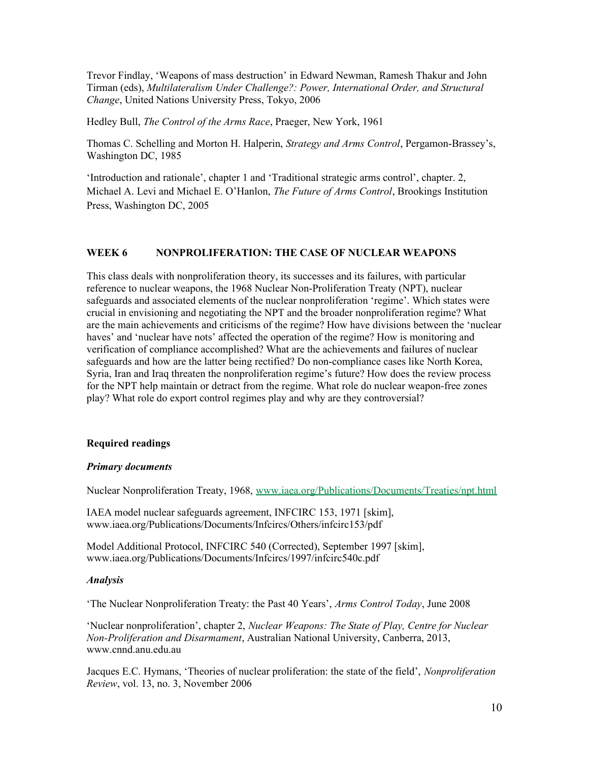Trevor Findlay, 'Weapons of mass destruction' in Edward Newman, Ramesh Thakur and John Tirman (eds), *Multilateralism Under Challenge?: Power, International Order, and Structural Change*, United Nations University Press, Tokyo, 2006

Hedley Bull, *The Control of the Arms Race*, Praeger, New York, 1961

Thomas C. Schelling and Morton H. Halperin, *Strategy and Arms Control*, Pergamon-Brassey's, Washington DC, 1985

'Introduction and rationale', chapter 1 and 'Traditional strategic arms control', chapter. 2, Michael A. Levi and Michael E. O'Hanlon, *The Future of Arms Control*, Brookings Institution Press, Washington DC, 2005

## WEEK 6 NONPROLIFERATION: THE CASE OF NUCLEAR WEAPONS

This class deals with nonproliferation theory, its successes and its failures, with particular reference to nuclear weapons, the 1968 Nuclear Non-Proliferation Treaty (NPT), nuclear safeguards and associated elements of the nuclear nonproliferation 'regime'. Which states were crucial in envisioning and negotiating the NPT and the broader nonproliferation regime? What are the main achievements and criticisms of the regime? How have divisions between the 'nuclear haves' and 'nuclear have nots' affected the operation of the regime? How is monitoring and verification of compliance accomplished? What are the achievements and failures of nuclear safeguards and how are the latter being rectified? Do non-compliance cases like North Korea, Syria, Iran and Iraq threaten the nonproliferation regime's future? How does the review process for the NPT help maintain or detract from the regime. What role do nuclear weapon-free zones play? What role do export control regimes play and why are they controversial?

### Required readings

#### *Primary documents*

Nuclear Nonproliferation Treaty, 1968, www.iaea.org/Publications/Documents/Treaties/npt.html

IAEA model nuclear safeguards agreement, INFCIRC 153, 1971 [skim], www.iaea.org/Publications/Documents/Infcircs/Others/infcirc153/pdf

Model Additional Protocol, INFCIRC 540 (Corrected), September 1997 [skim], www.iaea.org/Publications/Documents/Infcircs/1997/infcirc540c.pdf

#### *Analysis*

'The Nuclear Nonproliferation Treaty: the Past 40 Years', *Arms Control Today*, June 2008

'Nuclear nonproliferation', chapter 2, *Nuclear Weapons: The State of Play, Centre for Nuclear Non-Proliferation and Disarmament*, Australian National University, Canberra, 2013, www.cnnd.anu.edu.au

Jacques E.C. Hymans, 'Theories of nuclear proliferation: the state of the field', *Nonproliferation Review*, vol. 13, no. 3, November 2006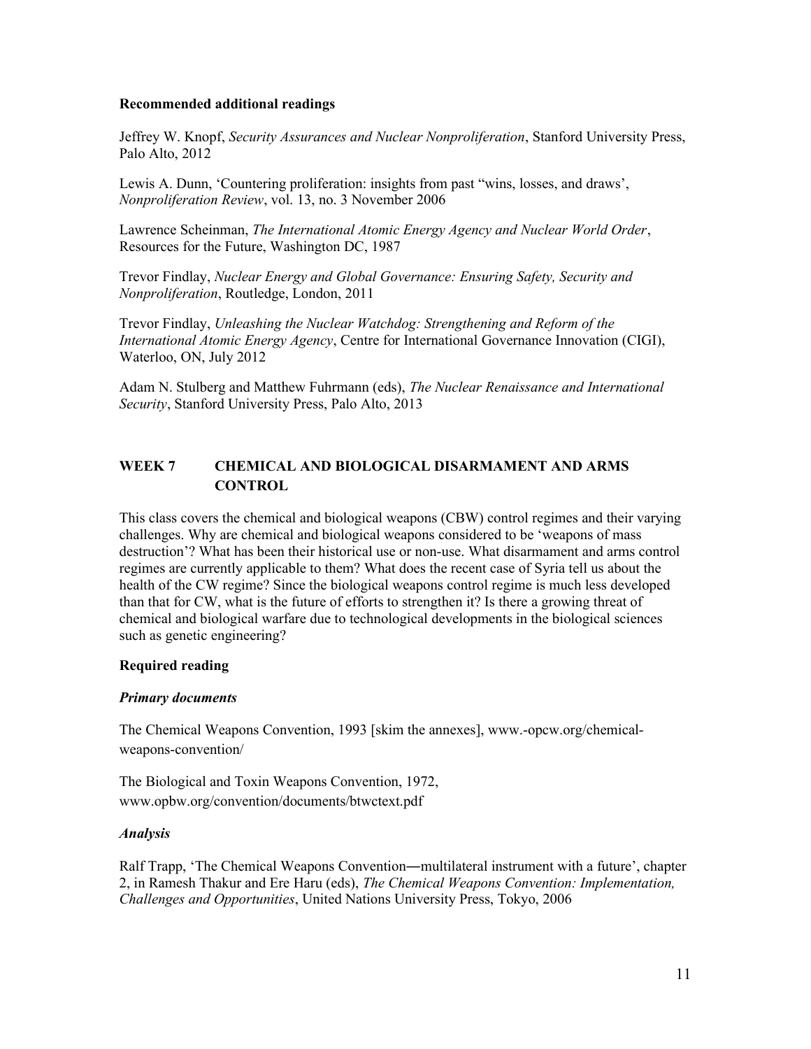**Recommended additional readings**

Jeffrey W. Knopf, *Security Assurances and Nuclear Nonproliferation*, Stanford University Press, Palo Alto, 2012

Lewis A. Dunn, 'Countering proliferation: insights from past "wins, losses, and draws', *Nonproliferation Review*, vol. 13, no. 3 November 2006

Lawrence Scheinman, *The International Atomic Energy Agency and Nuclear World Order*, Resources for the Future, Washington DC, 1987

Trevor Findlay, *Nuclear Energy and Global Governance: Ensuring Safety, Security and Nonproliferation*, Routledge, London, 2011

Trevor Findlay, *Unleashing the Nuclear Watchdog: Strengthening and Reform of the International Atomic Energy Agency*, Centre for International Governance Innovation (CIGI), Waterloo, ON, July 2012

Adam N. Stulberg and Matthew Fuhrmann (eds), *The Nuclear Renaissance and International Security*, Stanford University Press, Palo Alto, 2013

## WEEK 7 CHEMICAL AND BIOLOGICAL DISARMAMENT AND ARMS CONTROL

This class covers the chemical and biological weapons (CBW) control regimes and their varying challenges. Why are chemical and biological weapons considered to be 'weapons of mass destruction'? What has been their historical use or non-use. What disarmament and arms control regimes are currently applicable to them? What does the recent case of Syria tell us about the health of the CW regime? Since the biological weapons control regime is much less developed than that for CW, what is the future of efforts to strengthen it? Is there a growing threat of chemical and biological warfare due to technological developments in the biological sciences such as genetic engineering?

**Required reading**

***Primary documents***

The Chemical Weapons Convention, 1993 [skim the annexes], www.-opcw.org/chemical-weapons-convention/

The Biological and Toxin Weapons Convention, 1972, www.opbw.org/convention/documents/btwctext.pdf

***Analysis***

Ralf Trapp, 'The Chemical Weapons Convention―multilateral instrument with a future', chapter 2, in Ramesh Thakur and Ere Haru (eds), *The Chemical Weapons Convention: Implementation, Challenges and Opportunities*, United Nations University Press, Tokyo, 2006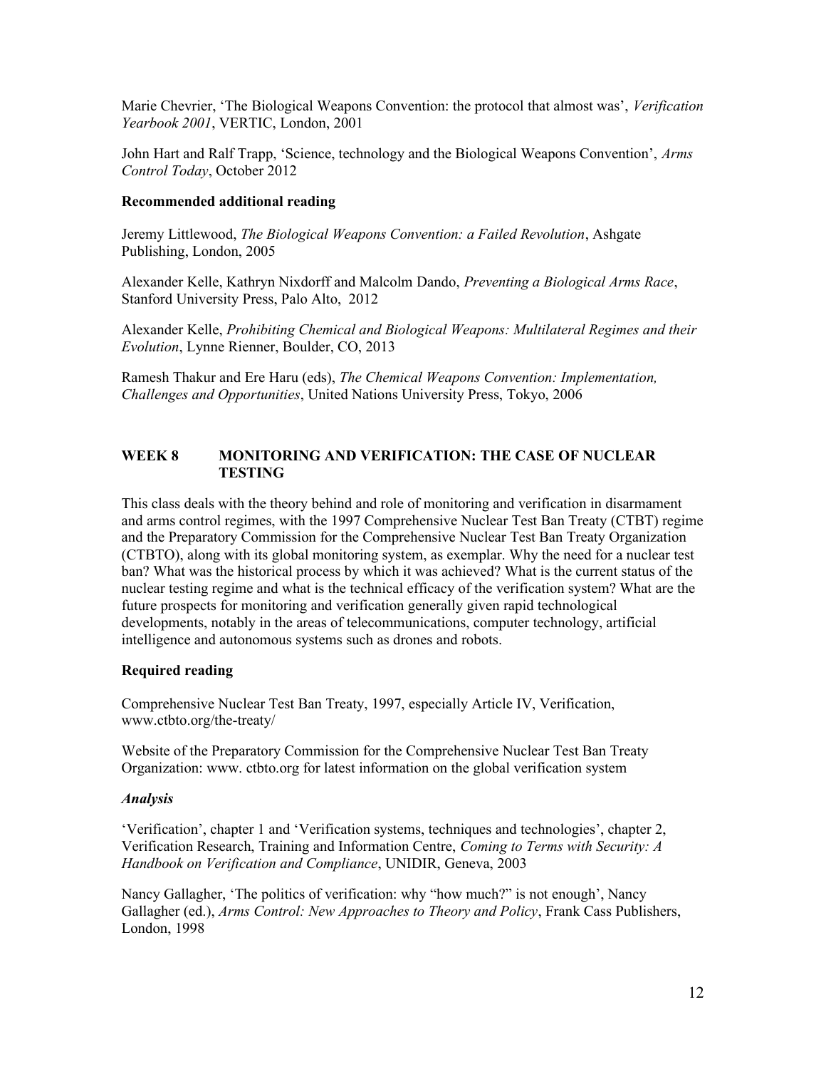Marie Chevrier, 'The Biological Weapons Convention: the protocol that almost was', *Verification Yearbook 2001*, VERTIC, London, 2001

John Hart and Ralf Trapp, 'Science, technology and the Biological Weapons Convention', *Arms Control Today*, October 2012

**Recommended additional reading**

Jeremy Littlewood, *The Biological Weapons Convention: a Failed Revolution*, Ashgate Publishing, London, 2005

Alexander Kelle, Kathryn Nixdorff and Malcolm Dando, *Preventing a Biological Arms Race*, Stanford University Press, Palo Alto, 2012

Alexander Kelle, *Prohibiting Chemical and Biological Weapons: Multilateral Regimes and their Evolution*, Lynne Rienner, Boulder, CO, 2013

Ramesh Thakur and Ere Haru (eds), *The Chemical Weapons Convention: Implementation, Challenges and Opportunities*, United Nations University Press, Tokyo, 2006

## WEEK 8 MONITORING AND VERIFICATION: THE CASE OF NUCLEAR TESTING

This class deals with the theory behind and role of monitoring and verification in disarmament and arms control regimes, with the 1997 Comprehensive Nuclear Test Ban Treaty (CTBT) regime and the Preparatory Commission for the Comprehensive Nuclear Test Ban Treaty Organization (CTBTO), along with its global monitoring system, as exemplar. Why the need for a nuclear test ban? What was the historical process by which it was achieved? What is the current status of the nuclear testing regime and what is the technical efficacy of the verification system? What are the future prospects for monitoring and verification generally given rapid technological developments, notably in the areas of telecommunications, computer technology, artificial intelligence and autonomous systems such as drones and robots.

**Required reading**

Comprehensive Nuclear Test Ban Treaty, 1997, especially Article IV, Verification, www.ctbto.org/the-treaty/

Website of the Preparatory Commission for the Comprehensive Nuclear Test Ban Treaty Organization: www. ctbto.org for latest information on the global verification system

***Analysis***

'Verification', chapter 1 and 'Verification systems, techniques and technologies', chapter 2, Verification Research, Training and Information Centre, *Coming to Terms with Security: A Handbook on Verification and Compliance*, UNIDIR, Geneva, 2003

Nancy Gallagher, 'The politics of verification: why "how much?" is not enough', Nancy Gallagher (ed.), *Arms Control: New Approaches to Theory and Policy*, Frank Cass Publishers, London, 1998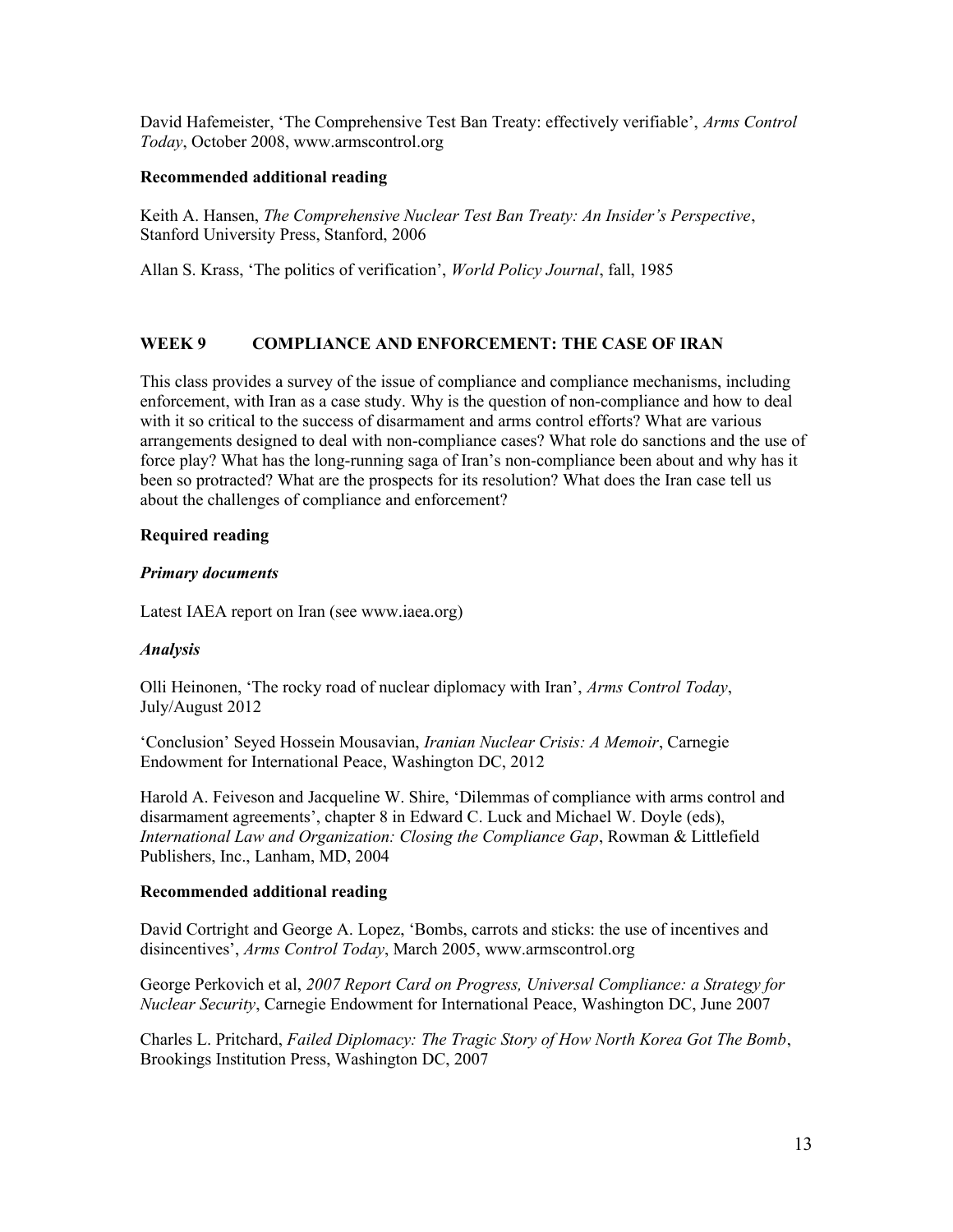David Hafemeister, 'The Comprehensive Test Ban Treaty: effectively verifiable', *Arms Control Today*, October 2008, www.armscontrol.org

**Recommended additional reading**

Keith A. Hansen, *The Comprehensive Nuclear Test Ban Treaty: An Insider's Perspective*, Stanford University Press, Stanford, 2006

Allan S. Krass, 'The politics of verification', *World Policy Journal*, fall, 1985

## WEEK 9 COMPLIANCE AND ENFORCEMENT: THE CASE OF IRAN

This class provides a survey of the issue of compliance and compliance mechanisms, including enforcement, with Iran as a case study. Why is the question of non-compliance and how to deal with it so critical to the success of disarmament and arms control efforts? What are various arrangements designed to deal with non-compliance cases? What role do sanctions and the use of force play? What has the long-running saga of Iran's non-compliance been about and why has it been so protracted? What are the prospects for its resolution? What does the Iran case tell us about the challenges of compliance and enforcement?

**Required reading**

***Primary documents***

Latest IAEA report on Iran (see www.iaea.org)

***Analysis***

Olli Heinonen, 'The rocky road of nuclear diplomacy with Iran', *Arms Control Today*, July/August 2012

'Conclusion' Seyed Hossein Mousavian, *Iranian Nuclear Crisis: A Memoir*, Carnegie Endowment for International Peace, Washington DC, 2012

Harold A. Feiveson and Jacqueline W. Shire, 'Dilemmas of compliance with arms control and disarmament agreements', chapter 8 in Edward C. Luck and Michael W. Doyle (eds), *International Law and Organization: Closing the Compliance Gap*, Rowman & Littlefield Publishers, Inc., Lanham, MD, 2004

**Recommended additional reading**

David Cortright and George A. Lopez, 'Bombs, carrots and sticks: the use of incentives and disincentives', *Arms Control Today*, March 2005, www.armscontrol.org

George Perkovich et al, *2007 Report Card on Progress, Universal Compliance: a Strategy for Nuclear Security*, Carnegie Endowment for International Peace, Washington DC, June 2007

Charles L. Pritchard, *Failed Diplomacy: The Tragic Story of How North Korea Got The Bomb*, Brookings Institution Press, Washington DC, 2007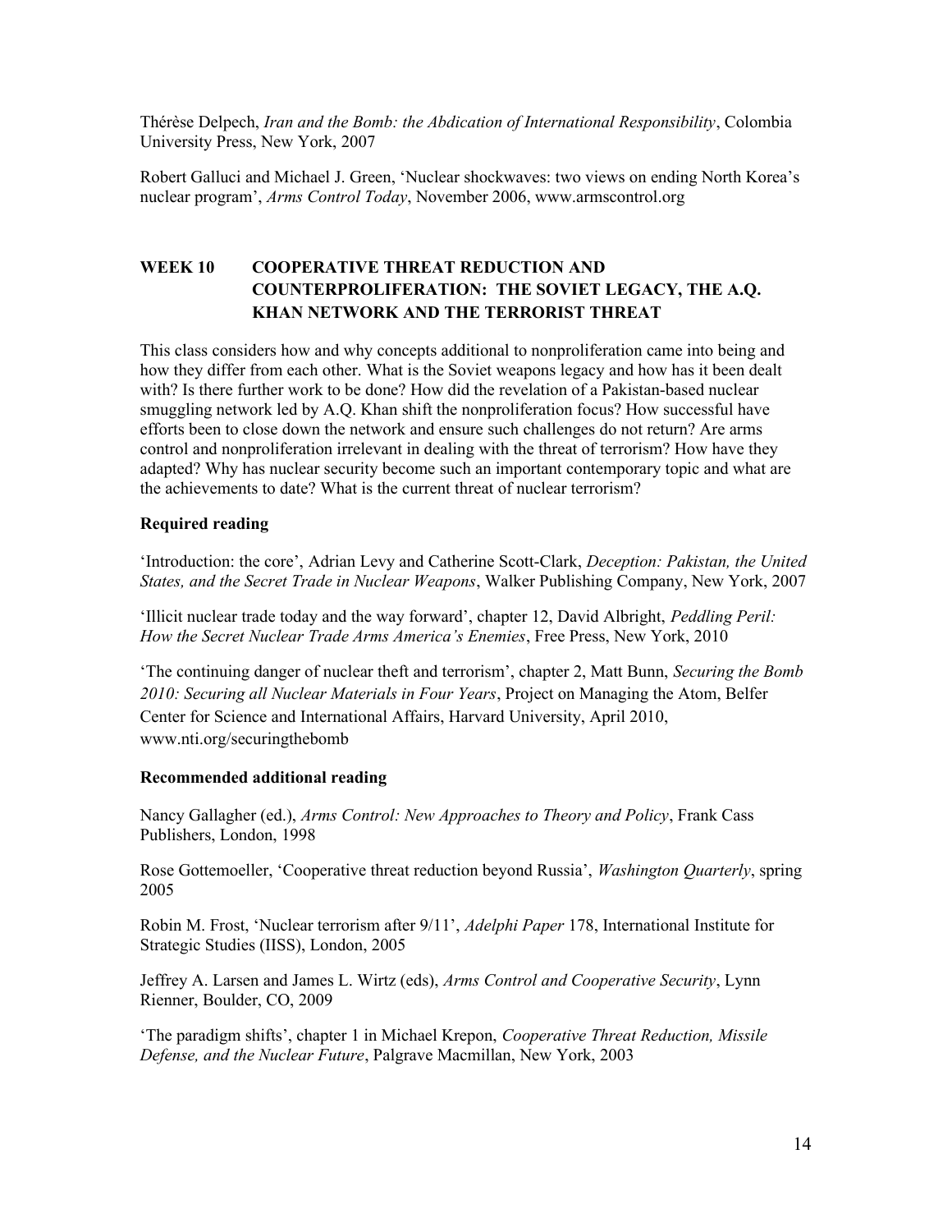Thérèse Delpech, *Iran and the Bomb: the Abdication of International Responsibility*, Colombia University Press, New York, 2007

Robert Galluci and Michael J. Green, 'Nuclear shockwaves: two views on ending North Korea's nuclear program', *Arms Control Today*, November 2006, www.armscontrol.org

## WEEK 10 COOPERATIVE THREAT REDUCTION AND COUNTERPROLIFERATION: THE SOVIET LEGACY, THE A.Q. KHAN NETWORK AND THE TERRORIST THREAT

This class considers how and why concepts additional to nonproliferation came into being and how they differ from each other. What is the Soviet weapons legacy and how has it been dealt with? Is there further work to be done? How did the revelation of a Pakistan-based nuclear smuggling network led by A.Q. Khan shift the nonproliferation focus? How successful have efforts been to close down the network and ensure such challenges do not return? Are arms control and nonproliferation irrelevant in dealing with the threat of terrorism? How have they adapted? Why has nuclear security become such an important contemporary topic and what are the achievements to date? What is the current threat of nuclear terrorism?

### Required reading

'Introduction: the core', Adrian Levy and Catherine Scott-Clark, *Deception: Pakistan, the United States, and the Secret Trade in Nuclear Weapons*, Walker Publishing Company, New York, 2007

'Illicit nuclear trade today and the way forward', chapter 12, David Albright, *Peddling Peril: How the Secret Nuclear Trade Arms America's Enemies*, Free Press, New York, 2010

'The continuing danger of nuclear theft and terrorism', chapter 2, Matt Bunn, *Securing the Bomb 2010: Securing all Nuclear Materials in Four Years*, Project on Managing the Atom, Belfer Center for Science and International Affairs, Harvard University, April 2010, www.nti.org/securingthebomb

### Recommended additional reading

Nancy Gallagher (ed.), *Arms Control: New Approaches to Theory and Policy*, Frank Cass Publishers, London, 1998

Rose Gottemoeller, 'Cooperative threat reduction beyond Russia', *Washington Quarterly*, spring 2005

Robin M. Frost, 'Nuclear terrorism after 9/11', *Adelphi Paper* 178, International Institute for Strategic Studies (IISS), London, 2005

Jeffrey A. Larsen and James L. Wirtz (eds), *Arms Control and Cooperative Security*, Lynn Rienner, Boulder, CO, 2009

'The paradigm shifts', chapter 1 in Michael Krepon, *Cooperative Threat Reduction, Missile Defense, and the Nuclear Future*, Palgrave Macmillan, New York, 2003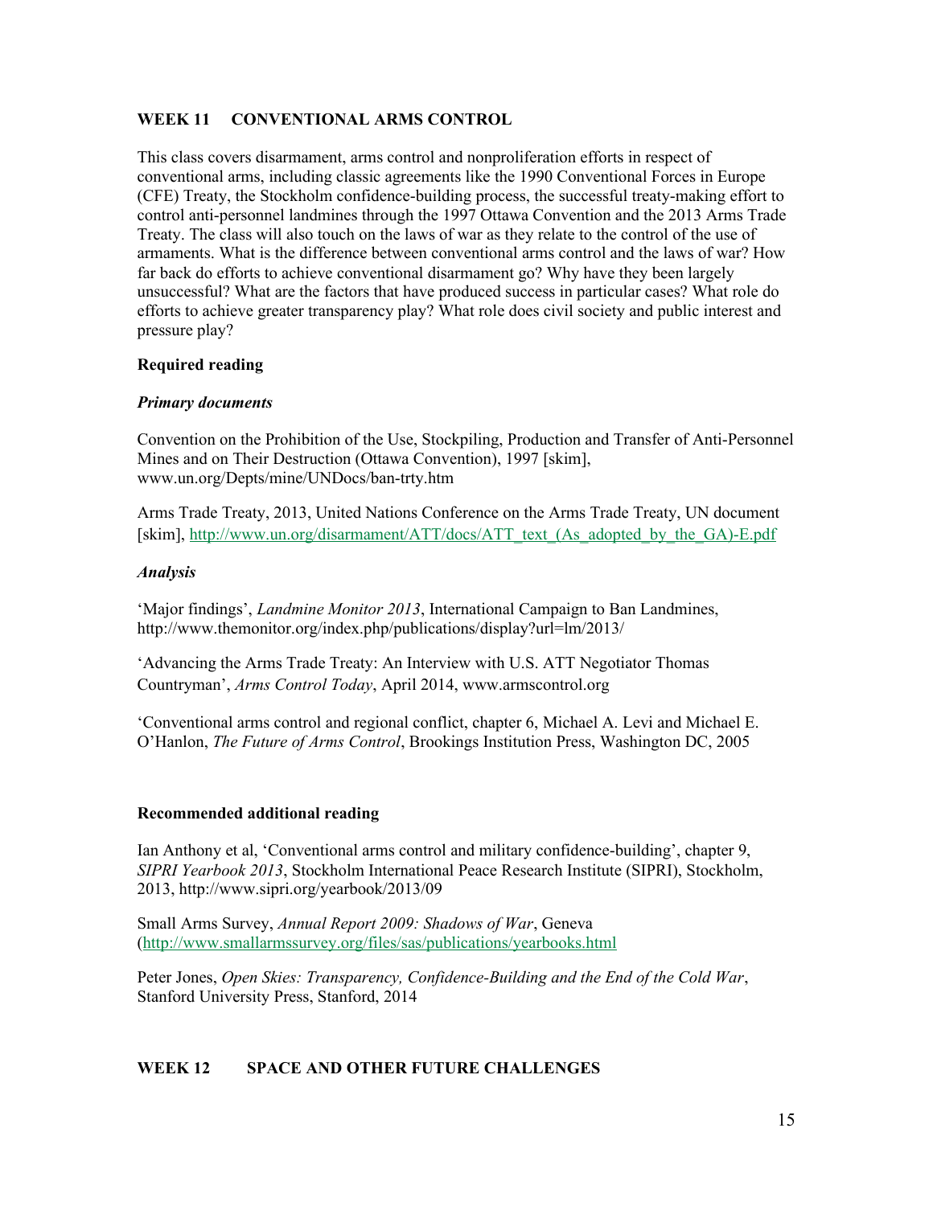## WEEK 11 CONVENTIONAL ARMS CONTROL

This class covers disarmament, arms control and nonproliferation efforts in respect of conventional arms, including classic agreements like the 1990 Conventional Forces in Europe (CFE) Treaty, the Stockholm confidence-building process, the successful treaty-making effort to control anti-personnel landmines through the 1997 Ottawa Convention and the 2013 Arms Trade Treaty. The class will also touch on the laws of war as they relate to the control of the use of armaments. What is the difference between conventional arms control and the laws of war? How far back do efforts to achieve conventional disarmament go? Why have they been largely unsuccessful? What are the factors that have produced success in particular cases? What role do efforts to achieve greater transparency play? What role does civil society and public interest and pressure play?

### Required reading

#### *Primary documents*

Convention on the Prohibition of the Use, Stockpiling, Production and Transfer of Anti-Personnel Mines and on Their Destruction (Ottawa Convention), 1997 [skim], www.un.org/Depts/mine/UNDocs/ban-trty.htm

Arms Trade Treaty, 2013, United Nations Conference on the Arms Trade Treaty, UN document [skim], http://www.un.org/disarmament/ATT/docs/ATT_text_(As_adopted_by_the_GA)-E.pdf

#### *Analysis*

'Major findings', *Landmine Monitor 2013*, International Campaign to Ban Landmines, http://www.themonitor.org/index.php/publications/display?url=lm/2013/

'Advancing the Arms Trade Treaty: An Interview with U.S. ATT Negotiator Thomas Countryman', *Arms Control Today*, April 2014, www.armscontrol.org

'Conventional arms control and regional conflict, chapter 6, Michael A. Levi and Michael E. O'Hanlon, *The Future of Arms Control*, Brookings Institution Press, Washington DC, 2005

### Recommended additional reading

Ian Anthony et al, 'Conventional arms control and military confidence-building', chapter 9, *SIPRI Yearbook 2013*, Stockholm International Peace Research Institute (SIPRI), Stockholm, 2013, http://www.sipri.org/yearbook/2013/09

Small Arms Survey, *Annual Report 2009: Shadows of War*, Geneva (http://www.smallarmssurvey.org/files/sas/publications/yearbooks.html

Peter Jones, *Open Skies: Transparency, Confidence-Building and the End of the Cold War*, Stanford University Press, Stanford, 2014

## WEEK 12 SPACE AND OTHER FUTURE CHALLENGES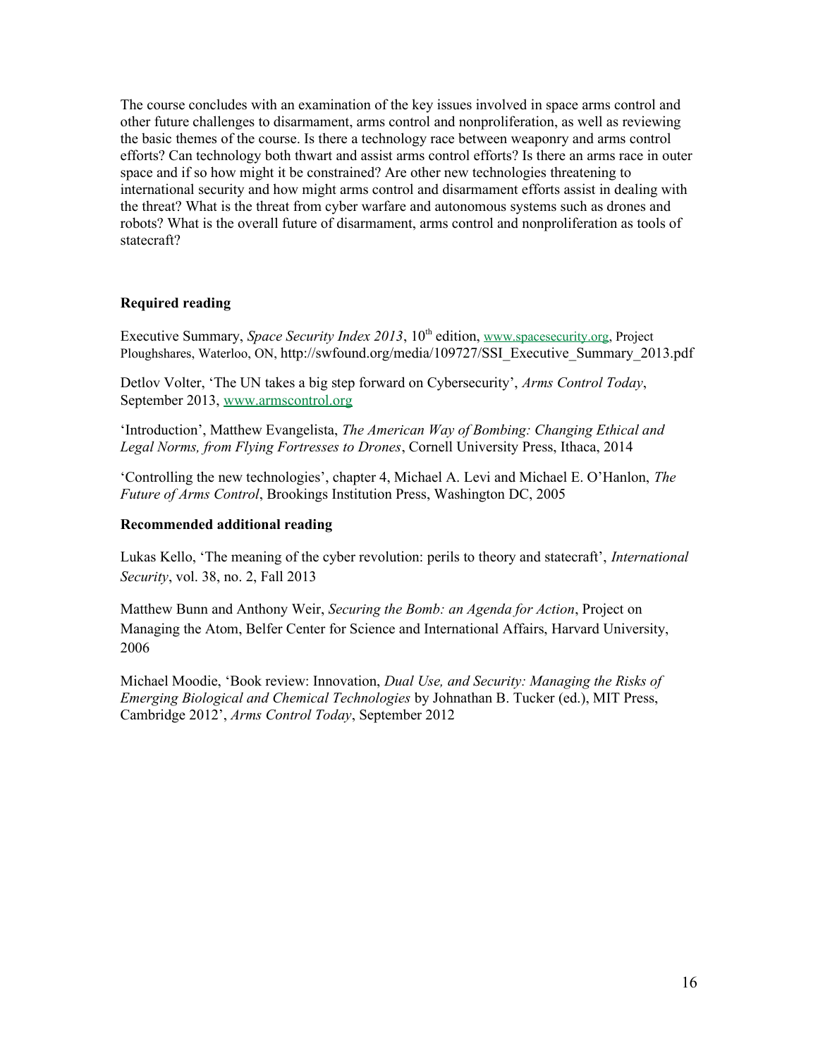The course concludes with an examination of the key issues involved in space arms control and other future challenges to disarmament, arms control and nonproliferation, as well as reviewing the basic themes of the course. Is there a technology race between weaponry and arms control efforts? Can technology both thwart and assist arms control efforts? Is there an arms race in outer space and if so how might it be constrained? Are other new technologies threatening to international security and how might arms control and disarmament efforts assist in dealing with the threat? What is the threat from cyber warfare and autonomous systems such as drones and robots? What is the overall future of disarmament, arms control and nonproliferation as tools of statecraft?

**Required reading**

Executive Summary, *Space Security Index 2013*, 10th edition, www.spacesecurity.org, Project Ploughshares, Waterloo, ON, http://swfound.org/media/109727/SSI_Executive_Summary_2013.pdf

Detlov Volter, 'The UN takes a big step forward on Cybersecurity', *Arms Control Today*, September 2013, www.armscontrol.org

'Introduction', Matthew Evangelista, *The American Way of Bombing: Changing Ethical and Legal Norms, from Flying Fortresses to Drones*, Cornell University Press, Ithaca, 2014

'Controlling the new technologies', chapter 4, Michael A. Levi and Michael E. O'Hanlon, *The Future of Arms Control*, Brookings Institution Press, Washington DC, 2005

**Recommended additional reading**

Lukas Kello, 'The meaning of the cyber revolution: perils to theory and statecraft', *International Security*, vol. 38, no. 2, Fall 2013

Matthew Bunn and Anthony Weir, *Securing the Bomb: an Agenda for Action*, Project on Managing the Atom, Belfer Center for Science and International Affairs, Harvard University, 2006

Michael Moodie, 'Book review: Innovation, *Dual Use, and Security: Managing the Risks of Emerging Biological and Chemical Technologies* by Johnathan B. Tucker (ed.), MIT Press, Cambridge 2012', *Arms Control Today*, September 2012